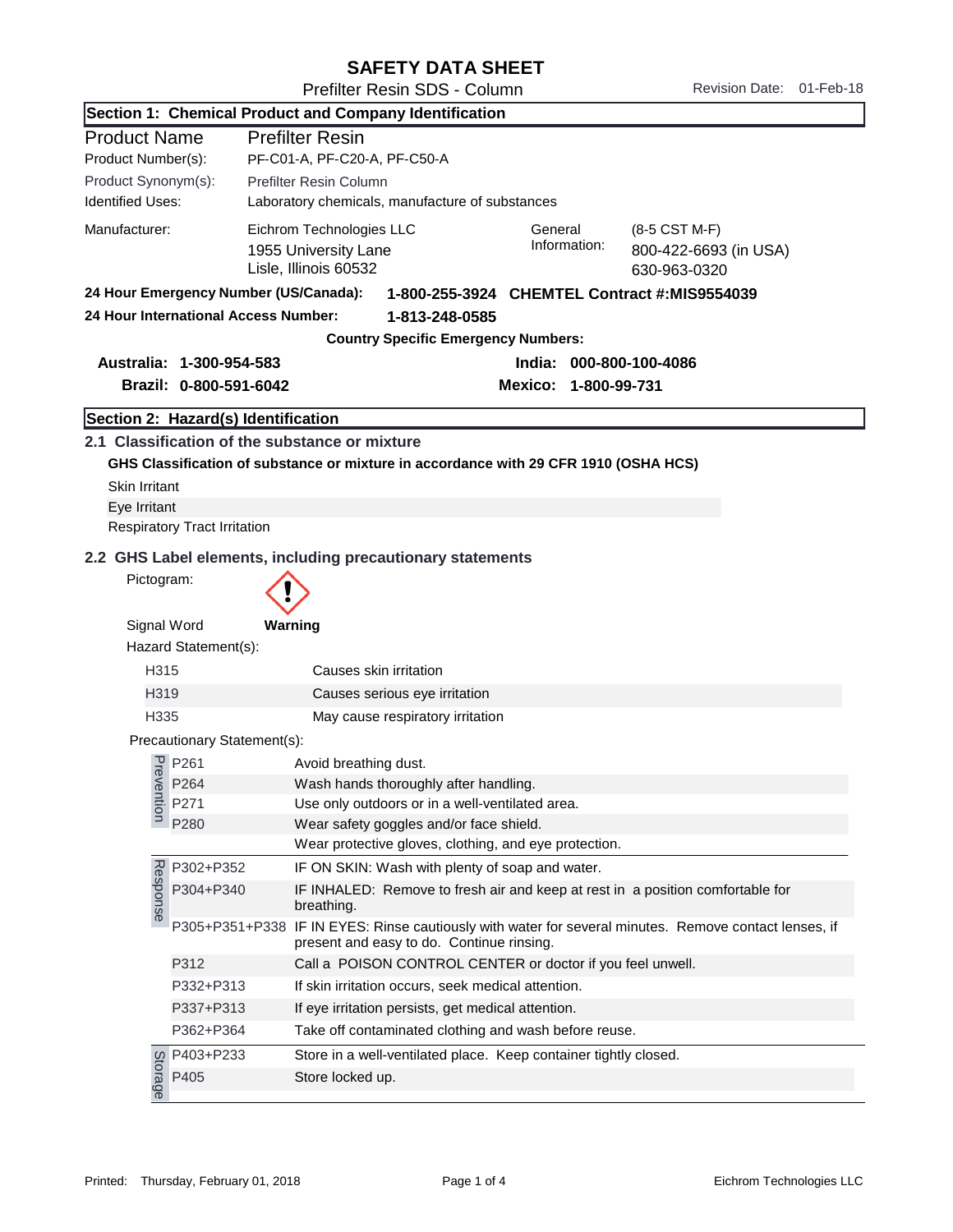# SAFETY DATA SHEET

Prefilter Resin SDS - Column

Revision Date: 01-Feb-18

## Section 1: Chemical Product and Company Identification

| | |
|---|---|
| Product Name | Prefilter Resin |
| Product Number(s): | PF-C01-A, PF-C20-A, PF-C50-A |
| Product Synonym(s): | Prefilter Resin Column |
| Identified Uses: | Laboratory chemicals, manufacture of substances |

Manufacturer: Eichrom Technologies LLC
1955 University Lane
Lisle, Illinois 60532

General Information: (8-5 CST M-F)
800-422-6693 (in USA)
630-963-0320

**24 Hour Emergency Number (US/Canada): 1-800-255-3924 CHEMTEL Contract #:MIS9554039**

**24 Hour International Access Number: 1-813-248-0585**

**Country Specific Emergency Numbers:**

**Australia: 1-300-954-583**
**India: 000-800-100-4086**
**Brazil: 0-800-591-6042**
**Mexico: 1-800-99-731**

## Section 2: Hazard(s) Identification

### 2.1 Classification of the substance or mixture

**GHS Classification of substance or mixture in accordance with 29 CFR 1910 (OSHA HCS)**

Skin Irritant
Eye Irritant
Respiratory Tract Irritation

### 2.2 GHS Label elements, including precautionary statements

Pictogram: (exclamation mark)

Signal Word **Warning**

Hazard Statement(s):

| | |
|---|---|
| H315 | Causes skin irritation |
| H319 | Causes serious eye irritation |
| H335 | May cause respiratory irritation |

Precautionary Statement(s):

| | Code | Statement |
|---|---|---|
| Prevention | P261 | Avoid breathing dust. |
| | P264 | Wash hands thoroughly after handling. |
| | P271 | Use only outdoors or in a well-ventilated area. |
| | P280 | Wear safety goggles and/or face shield. |
| | | Wear protective gloves, clothing, and eye protection. |
| Response | P302+P352 | IF ON SKIN: Wash with plenty of soap and water. |
| | P304+P340 | IF INHALED: Remove to fresh air and keep at rest in a position comfortable for breathing. |
| | P305+P351+P338 | IF IN EYES: Rinse cautiously with water for several minutes. Remove contact lenses, if present and easy to do. Continue rinsing. |
| | P312 | Call a POISON CONTROL CENTER or doctor if you feel unwell. |
| | P332+P313 | If skin irritation occurs, seek medical attention. |
| | P337+P313 | If eye irritation persists, get medical attention. |
| | P362+P364 | Take off contaminated clothing and wash before reuse. |
| Storage | P403+P233 | Store in a well-ventilated place. Keep container tightly closed. |
| | P405 | Store locked up. |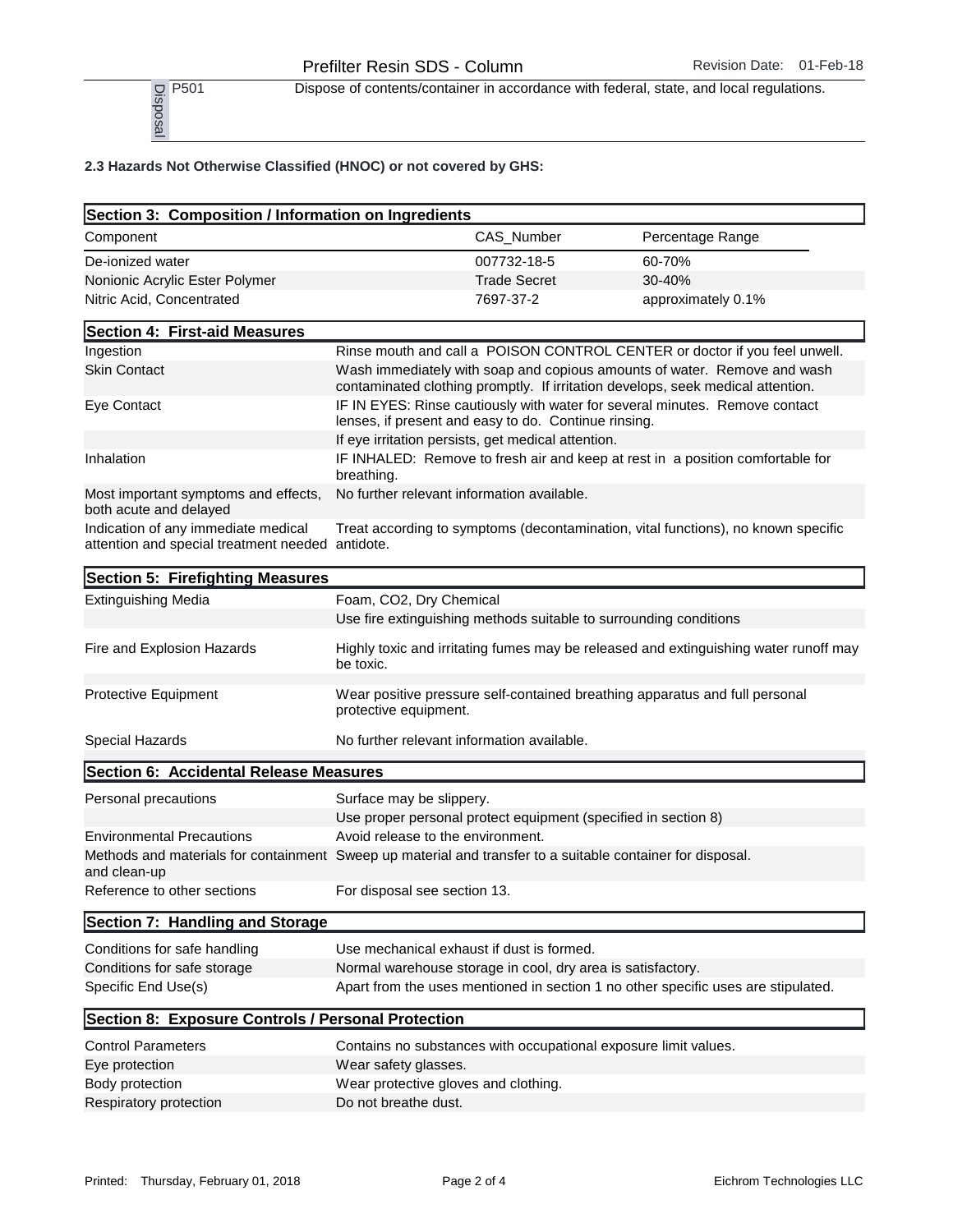| Disposal | P501 | Dispose of contents/container in accordance with federal, state, and local regulations. |
|---|---|---|

**2.3 Hazards Not Otherwise Classified (HNOC) or not covered by GHS:**

## Section 3: Composition / Information on Ingredients

| Component | CAS_Number | Percentage Range |
|---|---|---|
| De-ionized water | 007732-18-5 | 60-70% |
| Nonionic Acrylic Ester Polymer | Trade Secret | 30-40% |
| Nitric Acid, Concentrated | 7697-37-2 | approximately 0.1% |

## Section 4: First-aid Measures

| | |
|---|---|
| Ingestion | Rinse mouth and call a POISON CONTROL CENTER or doctor if you feel unwell. |
| Skin Contact | Wash immediately with soap and copious amounts of water. Remove and wash contaminated clothing promptly. If irritation develops, seek medical attention. |
| Eye Contact | IF IN EYES: Rinse cautiously with water for several minutes. Remove contact lenses, if present and easy to do. Continue rinsing. |
| | If eye irritation persists, get medical attention. |
| Inhalation | IF INHALED: Remove to fresh air and keep at rest in a position comfortable for breathing. |
| Most important symptoms and effects, both acute and delayed | No further relevant information available. |
| Indication of any immediate medical attention and special treatment needed | Treat according to symptoms (decontamination, vital functions), no known specific antidote. |

## Section 5: Firefighting Measures

| | |
|---|---|
| Extinguishing Media | Foam, CO2, Dry Chemical |
| | Use fire extinguishing methods suitable to surrounding conditions |
| Fire and Explosion Hazards | Highly toxic and irritating fumes may be released and extinguishing water runoff may be toxic. |
| Protective Equipment | Wear positive pressure self-contained breathing apparatus and full personal protective equipment. |
| Special Hazards | No further relevant information available. |

## Section 6: Accidental Release Measures

| | |
|---|---|
| Personal precautions | Surface may be slippery. |
| | Use proper personal protect equipment (specified in section 8) |
| Environmental Precautions | Avoid release to the environment. |
| Methods and materials for containment and clean-up | Sweep up material and transfer to a suitable container for disposal. |
| Reference to other sections | For disposal see section 13. |

## Section 7: Handling and Storage

| | |
|---|---|
| Conditions for safe handling | Use mechanical exhaust if dust is formed. |
| Conditions for safe storage | Normal warehouse storage in cool, dry area is satisfactory. |
| Specific End Use(s) | Apart from the uses mentioned in section 1 no other specific uses are stipulated. |

## Section 8: Exposure Controls / Personal Protection

| | |
|---|---|
| Control Parameters | Contains no substances with occupational exposure limit values. |
| Eye protection | Wear safety glasses. |
| Body protection | Wear protective gloves and clothing. |
| Respiratory protection | Do not breathe dust. |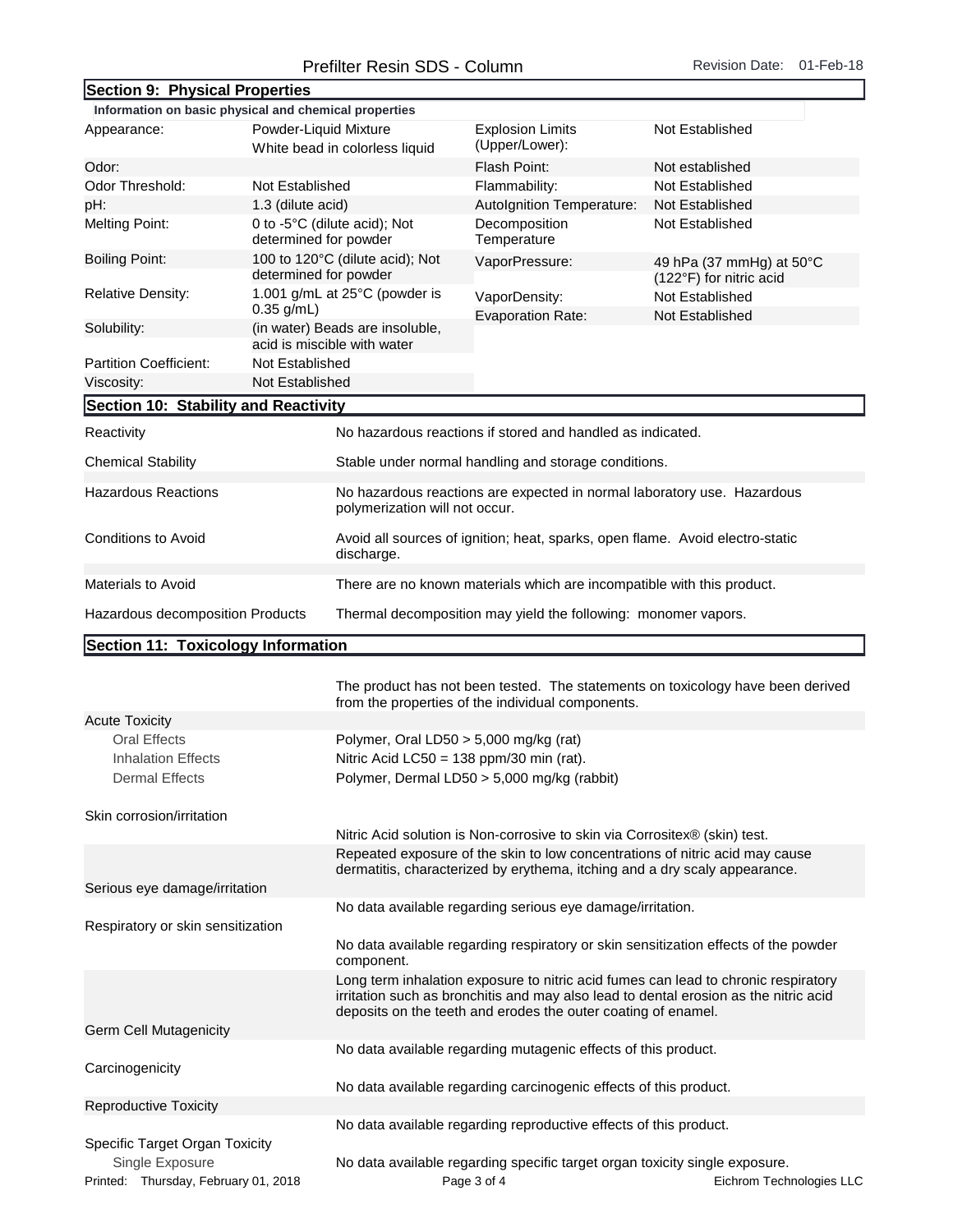## Section 9: Physical Properties

**Information on basic physical and chemical properties**

| Property | Value | Property | Value |
|---|---|---|---|
| Appearance: | Powder-Liquid Mixture White bead in colorless liquid | Explosion Limits (Upper/Lower): | Not Established |
| Odor: | | Flash Point: | Not established |
| Odor Threshold: | Not Established | Flammability: | Not Established |
| pH: | 1.3 (dilute acid) | AutoIgnition Temperature: | Not Established |
| Melting Point: | 0 to -5°C (dilute acid); Not determined for powder | Decomposition Temperature | Not Established |
| Boiling Point: | 100 to 120°C (dilute acid); Not determined for powder | VaporPressure: | 49 hPa (37 mmHg) at 50°C (122°F) for nitric acid |
| Relative Density: | 1.001 g/mL at 25°C (powder is 0.35 g/mL) | VaporDensity: | Not Established |
| Solubility: | (in water) Beads are insoluble, acid is miscible with water | Evaporation Rate: | Not Established |
| Partition Coefficient: | Not Established | | |
| Viscosity: | Not Established | | |

## Section 10: Stability and Reactivity

| | |
|---|---|
| Reactivity | No hazardous reactions if stored and handled as indicated. |
| Chemical Stability | Stable under normal handling and storage conditions. |
| Hazardous Reactions | No hazardous reactions are expected in normal laboratory use. Hazardous polymerization will not occur. |
| Conditions to Avoid | Avoid all sources of ignition; heat, sparks, open flame. Avoid electro-static discharge. |
| Materials to Avoid | There are no known materials which are incompatible with this product. |
| Hazardous decomposition Products | Thermal decomposition may yield the following: monomer vapors. |

## Section 11: Toxicology Information

The product has not been tested. The statements on toxicology have been derived from the properties of the individual components.

**Acute Toxicity**

- Oral Effects: Polymer, Oral LD50 > 5,000 mg/kg (rat)
- Inhalation Effects: Nitric Acid LC50 = 138 ppm/30 min (rat).
- Dermal Effects: Polymer, Dermal LD50 > 5,000 mg/kg (rabbit)

**Skin corrosion/irritation**

Nitric Acid solution is Non-corrosive to skin via Corrositex® (skin) test.

Repeated exposure of the skin to low concentrations of nitric acid may cause dermatitis, characterized by erythema, itching and a dry scaly appearance.

**Serious eye damage/irritation**

No data available regarding serious eye damage/irritation.

**Respiratory or skin sensitization**

No data available regarding respiratory or skin sensitization effects of the powder component.

Long term inhalation exposure to nitric acid fumes can lead to chronic respiratory irritation such as bronchitis and may also lead to dental erosion as the nitric acid deposits on the teeth and erodes the outer coating of enamel.

**Germ Cell Mutagenicity**

No data available regarding mutagenic effects of this product.

**Carcinogenicity**

No data available regarding carcinogenic effects of this product.

**Reproductive Toxicity**

No data available regarding reproductive effects of this product.

**Specific Target Organ Toxicity**

- Single Exposure: No data available regarding specific target organ toxicity single exposure.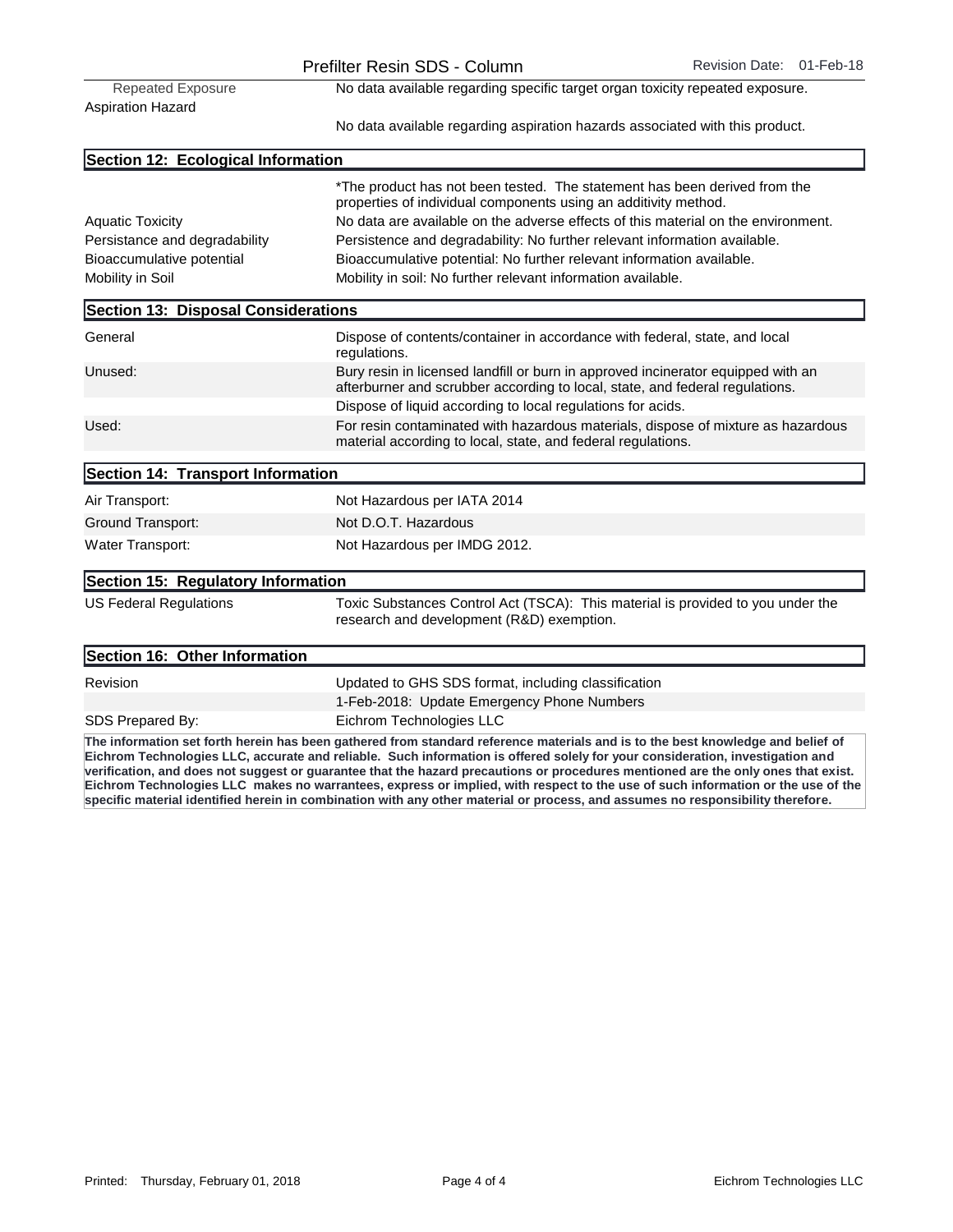| | |
|---|---|
| Repeated Exposure | No data available regarding specific target organ toxicity repeated exposure. |
| Aspiration Hazard | No data available regarding aspiration hazards associated with this product. |

## Section 12: Ecological Information

| | |
|---|---|
| | *The product has not been tested. The statement has been derived from the properties of individual components using an additivity method. |
| Aquatic Toxicity | No data are available on the adverse effects of this material on the environment. |
| Persistance and degradability | Persistence and degradability: No further relevant information available. |
| Bioaccumulative potential | Bioaccumulative potential: No further relevant information available. |
| Mobility in Soil | Mobility in soil: No further relevant information available. |

## Section 13: Disposal Considerations

| | |
|---|---|
| General | Dispose of contents/container in accordance with federal, state, and local regulations. |
| Unused: | Bury resin in licensed landfill or burn in approved incinerator equipped with an afterburner and scrubber according to local, state, and federal regulations. |
| | Dispose of liquid according to local regulations for acids. |
| Used: | For resin contaminated with hazardous materials, dispose of mixture as hazardous material according to local, state, and federal regulations. |

## Section 14: Transport Information

| | |
|---|---|
| Air Transport: | Not Hazardous per IATA 2014 |
| Ground Transport: | Not D.O.T. Hazardous |
| Water Transport: | Not Hazardous per IMDG 2012. |

## Section 15: Regulatory Information

| | |
|---|---|
| US Federal Regulations | Toxic Substances Control Act (TSCA): This material is provided to you under the research and development (R&D) exemption. |

## Section 16: Other Information

| | |
|---|---|
| Revision | Updated to GHS SDS format, including classification |
| | 1-Feb-2018: Update Emergency Phone Numbers |
| SDS Prepared By: | Eichrom Technologies LLC |

**The information set forth herein has been gathered from standard reference materials and is to the best knowledge and belief of Eichrom Technologies LLC, accurate and reliable. Such information is offered solely for your consideration, investigation and verification, and does not suggest or guarantee that the hazard precautions or procedures mentioned are the only ones that exist. Eichrom Technologies LLC makes no warrantees, express or implied, with respect to the use of such information or the use of the specific material identified herein in combination with any other material or process, and assumes no responsibility therefore.**